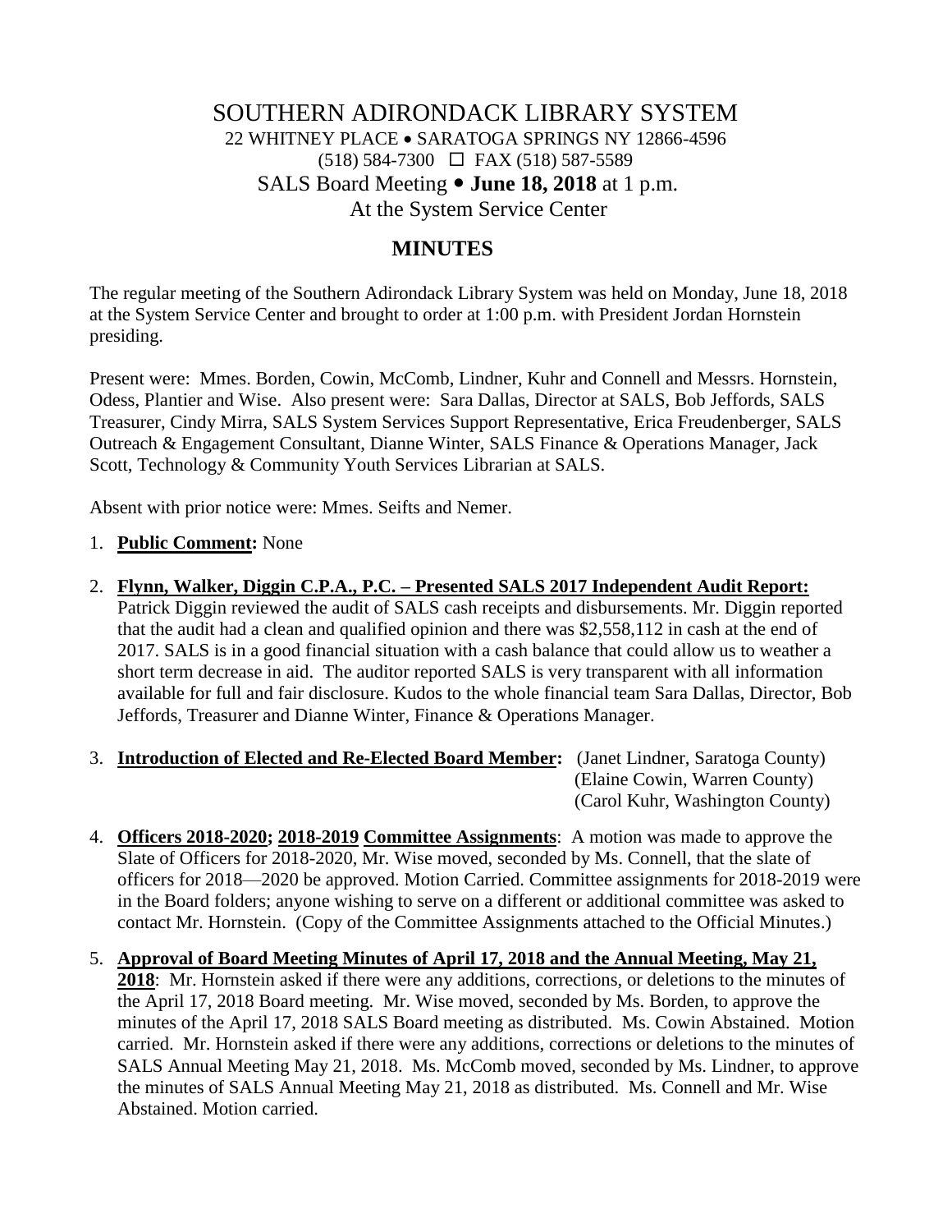# SOUTHERN ADIRONDACK LIBRARY SYSTEM

22 WHITNEY PLACE • SARATOGA SPRINGS NY 12866-4596

(518) 584-7300 ☐ FAX (518) 587-5589

SALS Board Meeting • **June 18, 2018** at 1 p.m.

At the System Service Center

## MINUTES

The regular meeting of the Southern Adirondack Library System was held on Monday, June 18, 2018 at the System Service Center and brought to order at 1:00 p.m. with President Jordan Hornstein presiding.

Present were: Mmes. Borden, Cowin, McComb, Lindner, Kuhr and Connell and Messrs. Hornstein, Odess, Plantier and Wise. Also present were: Sara Dallas, Director at SALS, Bob Jeffords, SALS Treasurer, Cindy Mirra, SALS System Services Support Representative, Erica Freudenberger, SALS Outreach & Engagement Consultant, Dianne Winter, SALS Finance & Operations Manager, Jack Scott, Technology & Community Youth Services Librarian at SALS.

Absent with prior notice were: Mmes. Seifts and Nemer.

1. **Public Comment:** None

2. **Flynn, Walker, Diggin C.P.A., P.C. – Presented SALS 2017 Independent Audit Report:** Patrick Diggin reviewed the audit of SALS cash receipts and disbursements. Mr. Diggin reported that the audit had a clean and qualified opinion and there was $2,558,112 in cash at the end of 2017. SALS is in a good financial situation with a cash balance that could allow us to weather a short term decrease in aid. The auditor reported SALS is very transparent with all information available for full and fair disclosure. Kudos to the whole financial team Sara Dallas, Director, Bob Jeffords, Treasurer and Dianne Winter, Finance & Operations Manager.

3. **Introduction of Elected and Re-Elected Board Member:** (Janet Lindner, Saratoga County) (Elaine Cowin, Warren County) (Carol Kuhr, Washington County)

4. **Officers 2018-2020; 2018-2019 Committee Assignments**: A motion was made to approve the Slate of Officers for 2018-2020, Mr. Wise moved, seconded by Ms. Connell, that the slate of officers for 2018—2020 be approved. Motion Carried. Committee assignments for 2018-2019 were in the Board folders; anyone wishing to serve on a different or additional committee was asked to contact Mr. Hornstein. (Copy of the Committee Assignments attached to the Official Minutes.)

5. **Approval of Board Meeting Minutes of April 17, 2018 and the Annual Meeting, May 21, 2018**: Mr. Hornstein asked if there were any additions, corrections, or deletions to the minutes of the April 17, 2018 Board meeting. Mr. Wise moved, seconded by Ms. Borden, to approve the minutes of the April 17, 2018 SALS Board meeting as distributed. Ms. Cowin Abstained. Motion carried. Mr. Hornstein asked if there were any additions, corrections or deletions to the minutes of SALS Annual Meeting May 21, 2018. Ms. McComb moved, seconded by Ms. Lindner, to approve the minutes of SALS Annual Meeting May 21, 2018 as distributed. Ms. Connell and Mr. Wise Abstained. Motion carried.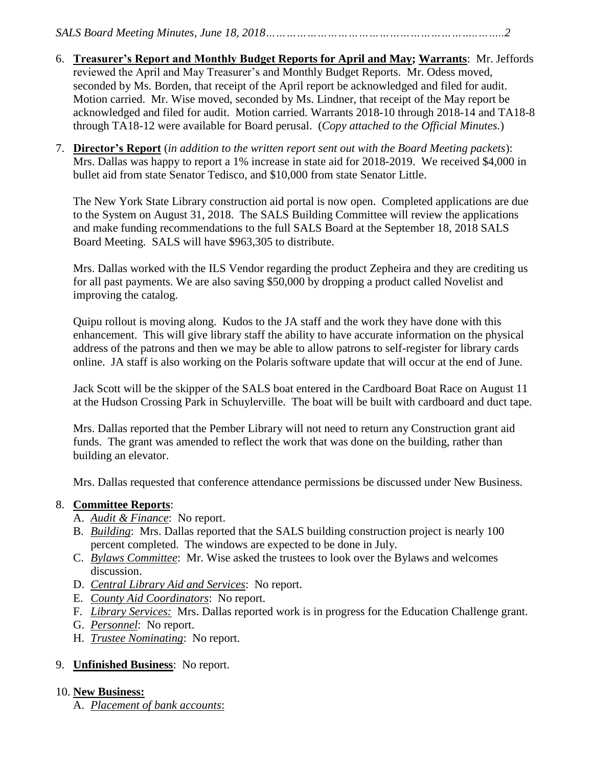6. **Treasurer's Report and Monthly Budget Reports for April and May; Warrants**: Mr. Jeffords reviewed the April and May Treasurer's and Monthly Budget Reports. Mr. Odess moved, seconded by Ms. Borden, that receipt of the April report be acknowledged and filed for audit. Motion carried. Mr. Wise moved, seconded by Ms. Lindner, that receipt of the May report be acknowledged and filed for audit. Motion carried. Warrants 2018-10 through 2018-14 and TA18-8 through TA18-12 were available for Board perusal. (*Copy attached to the Official Minutes.*)

7. **Director's Report** (*in addition to the written report sent out with the Board Meeting packets*): Mrs. Dallas was happy to report a 1% increase in state aid for 2018-2019. We received $4,000 in bullet aid from state Senator Tedisco, and $10,000 from state Senator Little.

   The New York State Library construction aid portal is now open. Completed applications are due to the System on August 31, 2018. The SALS Building Committee will review the applications and make funding recommendations to the full SALS Board at the September 18, 2018 SALS Board Meeting. SALS will have $963,305 to distribute.

   Mrs. Dallas worked with the ILS Vendor regarding the product Zepheira and they are crediting us for all past payments. We are also saving $50,000 by dropping a product called Novelist and improving the catalog.

   Quipu rollout is moving along. Kudos to the JA staff and the work they have done with this enhancement. This will give library staff the ability to have accurate information on the physical address of the patrons and then we may be able to allow patrons to self-register for library cards online. JA staff is also working on the Polaris software update that will occur at the end of June.

   Jack Scott will be the skipper of the SALS boat entered in the Cardboard Boat Race on August 11 at the Hudson Crossing Park in Schuylerville. The boat will be built with cardboard and duct tape.

   Mrs. Dallas reported that the Pember Library will not need to return any Construction grant aid funds. The grant was amended to reflect the work that was done on the building, rather than building an elevator.

   Mrs. Dallas requested that conference attendance permissions be discussed under New Business.

8. **Committee Reports**:
   A. *Audit & Finance*: No report.
   B. *Building*: Mrs. Dallas reported that the SALS building construction project is nearly 100 percent completed. The windows are expected to be done in July.
   C. *Bylaws Committee*: Mr. Wise asked the trustees to look over the Bylaws and welcomes discussion.
   D. *Central Library Aid and Services*: No report.
   E. *County Aid Coordinators*: No report.
   F. *Library Services:* Mrs. Dallas reported work is in progress for the Education Challenge grant.
   G. *Personnel*: No report.
   H. *Trustee Nominating*: No report.

9. **Unfinished Business**: No report.

10. **New Business:**
    A. *Placement of bank accounts*: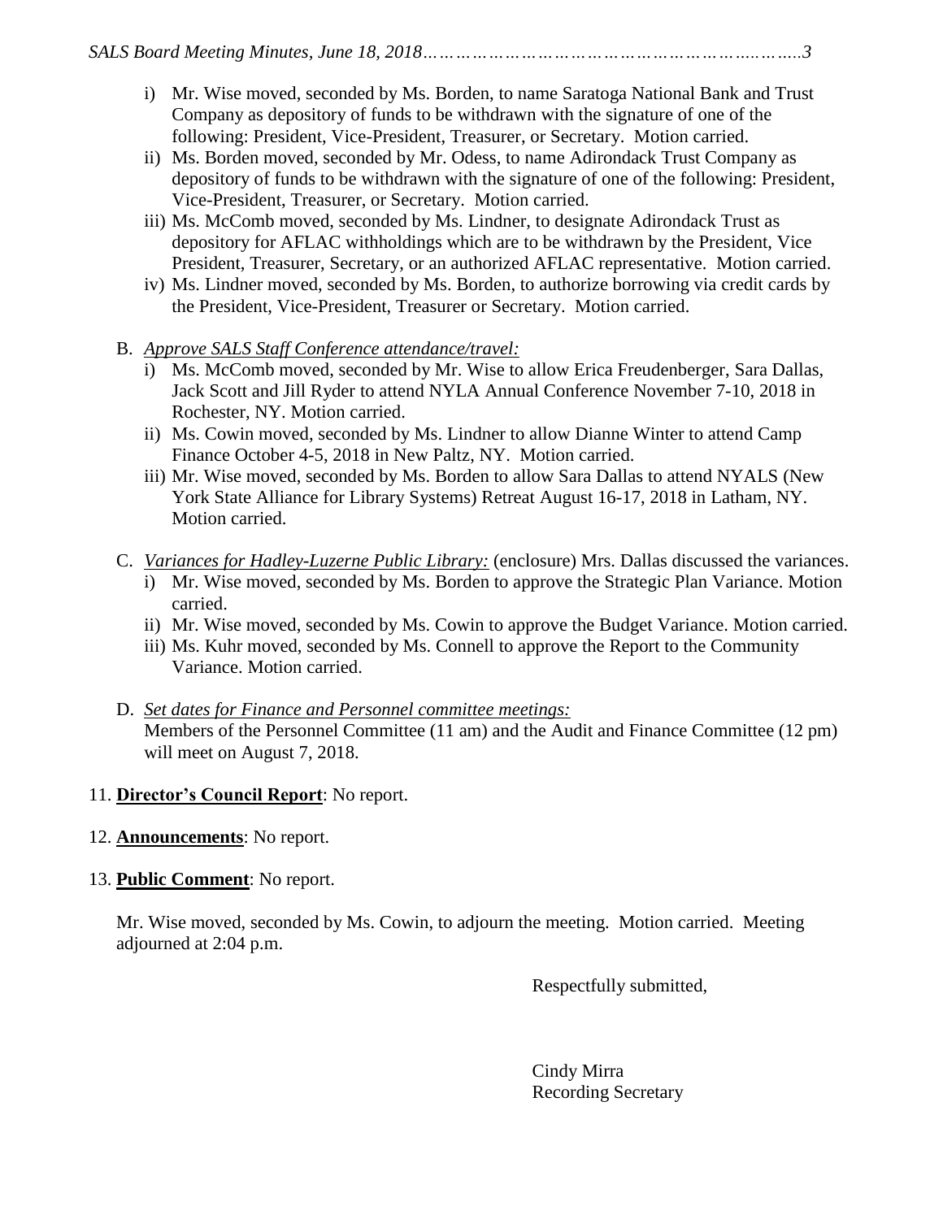i) Mr. Wise moved, seconded by Ms. Borden, to name Saratoga National Bank and Trust Company as depository of funds to be withdrawn with the signature of one of the following: President, Vice-President, Treasurer, or Secretary. Motion carried.
ii) Ms. Borden moved, seconded by Mr. Odess, to name Adirondack Trust Company as depository of funds to be withdrawn with the signature of one of the following: President, Vice-President, Treasurer, or Secretary. Motion carried.
iii) Ms. McComb moved, seconded by Ms. Lindner, to designate Adirondack Trust as depository for AFLAC withholdings which are to be withdrawn by the President, Vice President, Treasurer, Secretary, or an authorized AFLAC representative. Motion carried.
iv) Ms. Lindner moved, seconded by Ms. Borden, to authorize borrowing via credit cards by the President, Vice-President, Treasurer or Secretary. Motion carried.

B. *Approve SALS Staff Conference attendance/travel:*
i) Ms. McComb moved, seconded by Mr. Wise to allow Erica Freudenberger, Sara Dallas, Jack Scott and Jill Ryder to attend NYLA Annual Conference November 7-10, 2018 in Rochester, NY. Motion carried.
ii) Ms. Cowin moved, seconded by Ms. Lindner to allow Dianne Winter to attend Camp Finance October 4-5, 2018 in New Paltz, NY. Motion carried.
iii) Mr. Wise moved, seconded by Ms. Borden to allow Sara Dallas to attend NYALS (New York State Alliance for Library Systems) Retreat August 16-17, 2018 in Latham, NY. Motion carried.

C. *Variances for Hadley-Luzerne Public Library:* (enclosure) Mrs. Dallas discussed the variances.
i) Mr. Wise moved, seconded by Ms. Borden to approve the Strategic Plan Variance. Motion carried.
ii) Mr. Wise moved, seconded by Ms. Cowin to approve the Budget Variance. Motion carried.
iii) Ms. Kuhr moved, seconded by Ms. Connell to approve the Report to the Community Variance. Motion carried.

D. *Set dates for Finance and Personnel committee meetings:*
Members of the Personnel Committee (11 am) and the Audit and Finance Committee (12 pm) will meet on August 7, 2018.

11. **Director's Council Report**: No report.

12. **Announcements**: No report.

13. **Public Comment**: No report.

Mr. Wise moved, seconded by Ms. Cowin, to adjourn the meeting. Motion carried. Meeting adjourned at 2:04 p.m.

Respectfully submitted,

Cindy Mirra
Recording Secretary